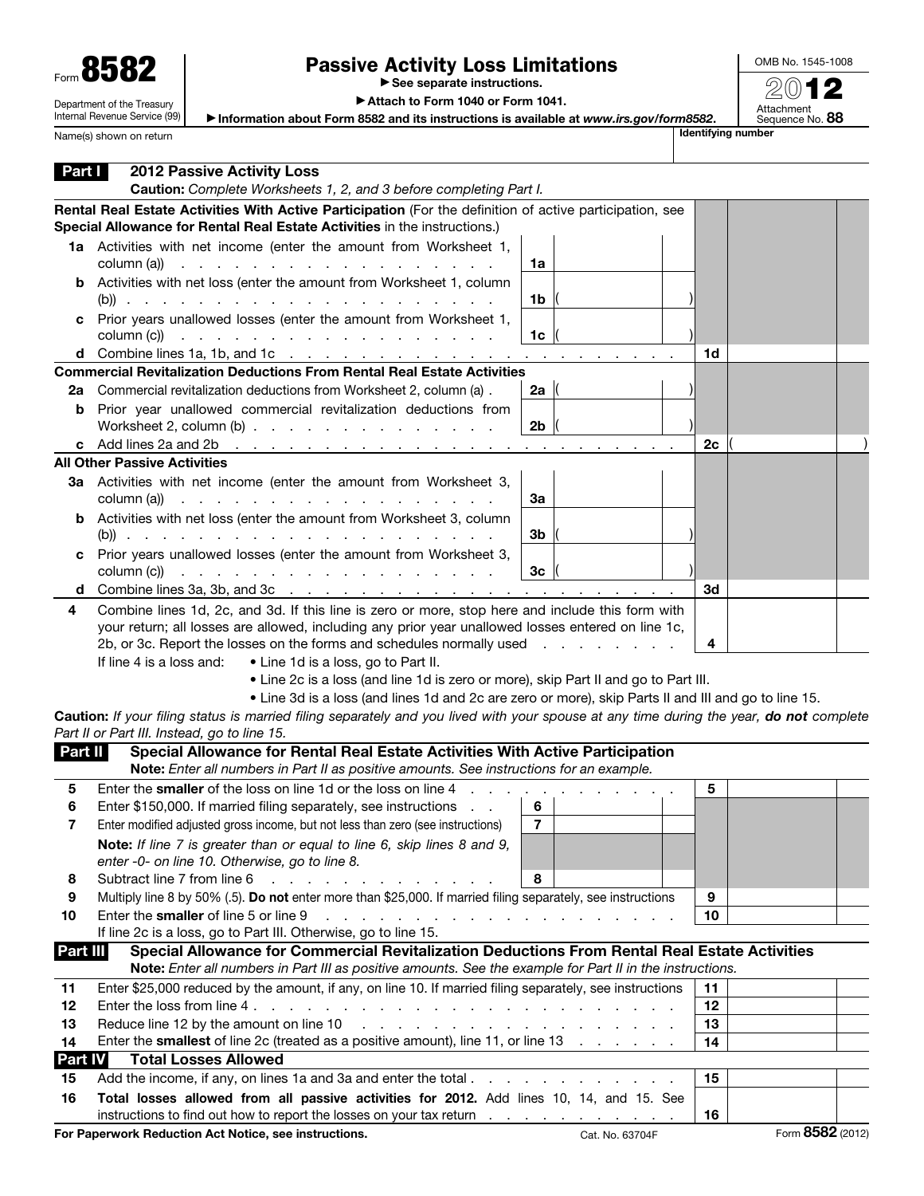Form **8582**

Department of the Treasury
Internal Revenue Service (99)

# Passive Activity Loss Limitations

▶ See separate instructions.

▶ Attach to Form 1040 or Form 1041.

▶ Information about Form 8582 and its instructions is available at *www.irs.gov/form8582*.

OMB No. 1545-1008

**2012**

Attachment Sequence No. **88**

Name(s) shown on return | Identifying number

## Part I 2012 Passive Activity Loss

**Caution:** *Complete Worksheets 1, 2, and 3 before completing Part I.*

| | | | | | |
|---|---|---|---|---|---|
| **Rental Real Estate Activities With Active Participation** (For the definition of active participation, see **Special Allowance for Rental Real Estate Activities** in the instructions.) | | | | | |
| **1a** | Activities with net income (enter the amount from Worksheet 1, column (a)) | 1a | | | |
| **b** | Activities with net loss (enter the amount from Worksheet 1, column (b)) | 1b | ( ) | | |
| **c** | Prior years unallowed losses (enter the amount from Worksheet 1, column (c)) | 1c | ( ) | | |
| **d** | Combine lines 1a, 1b, and 1c | | | 1d | |
| **Commercial Revitalization Deductions From Rental Real Estate Activities** | | | | | |
| **2a** | Commercial revitalization deductions from Worksheet 2, column (a) | 2a | ( ) | | |
| **b** | Prior year unallowed commercial revitalization deductions from Worksheet 2, column (b) | 2b | ( ) | | |
| **c** | Add lines 2a and 2b | | | 2c | ( ) |
| **All Other Passive Activities** | | | | | |
| **3a** | Activities with net income (enter the amount from Worksheet 3, column (a)) | 3a | | | |
| **b** | Activities with net loss (enter the amount from Worksheet 3, column (b)) | 3b | ( ) | | |
| **c** | Prior years unallowed losses (enter the amount from Worksheet 3, column (c)) | 3c | ( ) | | |
| **d** | Combine lines 3a, 3b, and 3c | | | 3d | |
| **4** | Combine lines 1d, 2c, and 3d. If this line is zero or more, stop here and include this form with your return; all losses are allowed, including any prior year unallowed losses entered on line 1c, 2b, or 3c. Report the losses on the forms and schedules normally used | | | 4 | |

If line 4 is a loss and:
- Line 1d is a loss, go to Part II.
- Line 2c is a loss (and line 1d is zero or more), skip Part II and go to Part III.
- Line 3d is a loss (and lines 1d and 2c are zero or more), skip Parts II and III and go to line 15.

**Caution:** *If your filing status is married filing separately and you lived with your spouse at any time during the year,* ***do not*** *complete Part II or Part III. Instead, go to line 15.*

## Part II Special Allowance for Rental Real Estate Activities With Active Participation

**Note:** *Enter all numbers in Part II as positive amounts. See instructions for an example.*

| | | | | | |
|---|---|---|---|---|---|
| **5** | Enter the **smaller** of the loss on line 1d or the loss on line 4 | | | 5 | |
| **6** | Enter $150,000. If married filing separately, see instructions | 6 | | | |
| **7** | Enter modified adjusted gross income, but not less than zero (see instructions) | 7 | | | |
| | **Note:** *If line 7 is greater than or equal to line 6, skip lines 8 and 9, enter -0- on line 10. Otherwise, go to line 8.* | | | | |
| **8** | Subtract line 7 from line 6 | 8 | | | |
| **9** | Multiply line 8 by 50% (.5). **Do not** enter more than $25,000. If married filing separately, see instructions | | | 9 | |
| **10** | Enter the **smaller** of line 5 or line 9 | | | 10 | |

If line 2c is a loss, go to Part III. Otherwise, go to line 15.

## Part III Special Allowance for Commercial Revitalization Deductions From Rental Real Estate Activities

**Note:** *Enter all numbers in Part III as positive amounts. See the example for Part II in the instructions.*

| | | | |
|---|---|---|---|
| **11** | Enter $25,000 reduced by the amount, if any, on line 10. If married filing separately, see instructions | 11 | |
| **12** | Enter the loss from line 4 | 12 | |
| **13** | Reduce line 12 by the amount on line 10 | 13 | |
| **14** | Enter the **smallest** of line 2c (treated as a positive amount), line 11, or line 13 | 14 | |

## Part IV Total Losses Allowed

| | | | |
|---|---|---|---|
| **15** | Add the income, if any, on lines 1a and 3a and enter the total | 15 | |
| **16** | **Total losses allowed from all passive activities for 2012.** Add lines 10, 14, and 15. See instructions to find out how to report the losses on your tax return | 16 | |

**For Paperwork Reduction Act Notice, see instructions.** Cat. No. 63704F Form **8582** (2012)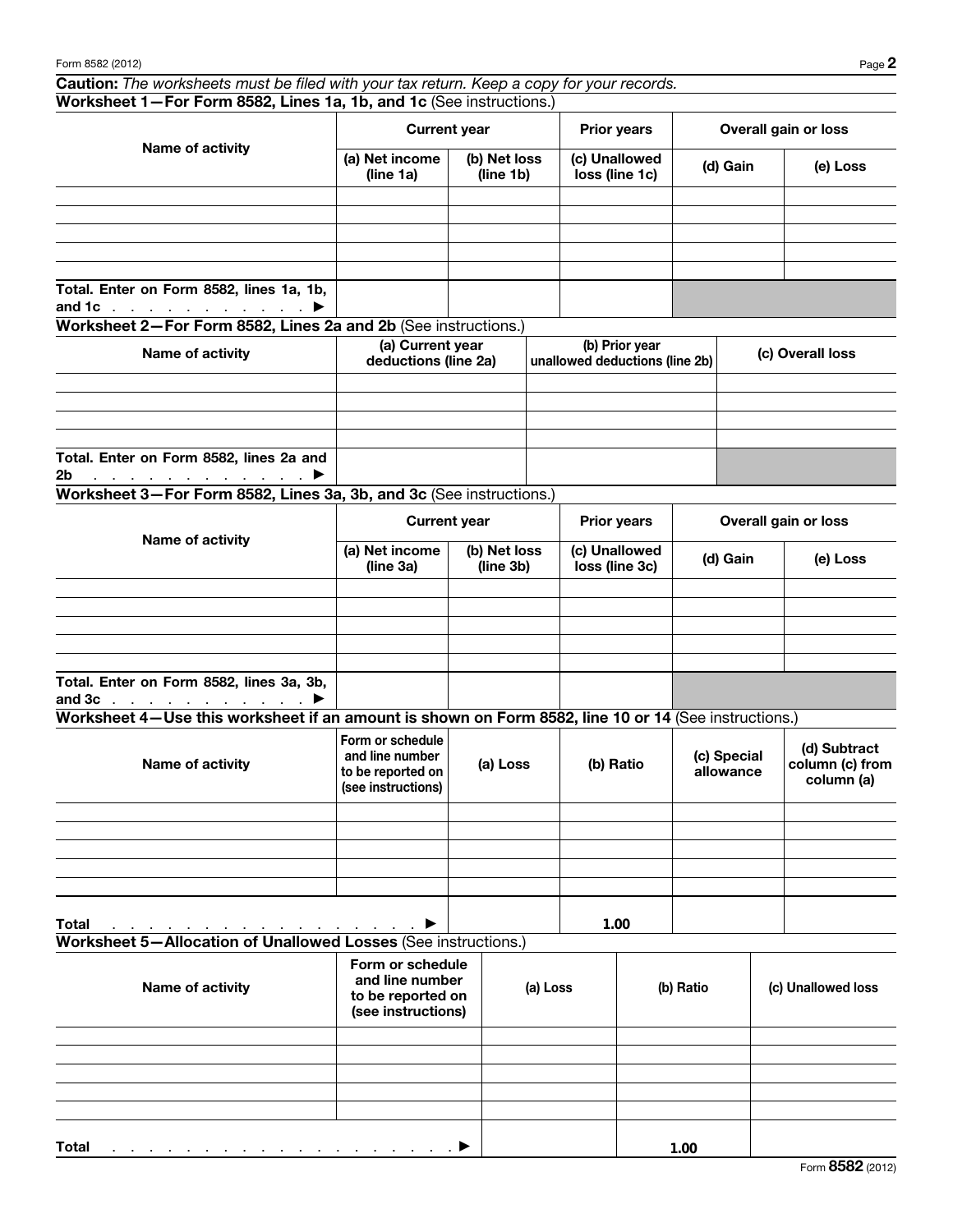**Caution:** *The worksheets must be filed with your tax return. Keep a copy for your records.*

### Worksheet 1—For Form 8582, Lines 1a, 1b, and 1c (See instructions.)

| Name of activity | Current year | | Prior years | Overall gain or loss | |
|---|---|---|---|---|---|
| | (a) Net income (line 1a) | (b) Net loss (line 1b) | (c) Unallowed loss (line 1c) | (d) Gain | (e) Loss |
| | | | | | |
| | | | | | |
| | | | | | |
| | | | | | |
| | | | | | |
| Total. Enter on Form 8582, lines 1a, 1b, and 1c . . . . . . . . . . . ▶ | | | | | |

### Worksheet 2—For Form 8582, Lines 2a and 2b (See instructions.)

| Name of activity | (a) Current year deductions (line 2a) | (b) Prior year unallowed deductions (line 2b) | (c) Overall loss |
|---|---|---|---|
| | | | |
| | | | |
| | | | |
| | | | |
| Total. Enter on Form 8582, lines 2a and 2b . . . . . . . . . . . . . ▶ | | | |

### Worksheet 3—For Form 8582, Lines 3a, 3b, and 3c (See instructions.)

| Name of activity | Current year | | Prior years | Overall gain or loss | |
|---|---|---|---|---|---|
| | (a) Net income (line 3a) | (b) Net loss (line 3b) | (c) Unallowed loss (line 3c) | (d) Gain | (e) Loss |
| | | | | | |
| | | | | | |
| | | | | | |
| | | | | | |
| | | | | | |
| Total. Enter on Form 8582, lines 3a, 3b, and 3c . . . . . . . . . . . ▶ | | | | | |

### Worksheet 4—Use this worksheet if an amount is shown on Form 8582, line 10 or 14 (See instructions.)

| Name of activity | Form or schedule and line number to be reported on (see instructions) | (a) Loss | (b) Ratio | (c) Special allowance | (d) Subtract column (c) from column (a) |
|---|---|---|---|---|---|
| | | | | | |
| | | | | | |
| | | | | | |
| | | | | | |
| | | | | | |
| Total . . . . . . . . . . . . . . . . . . . . ▶ | | | 1.00 | | |

### Worksheet 5—Allocation of Unallowed Losses (See instructions.)

| Name of activity | Form or schedule and line number to be reported on (see instructions) | (a) Loss | (b) Ratio | (c) Unallowed loss |
|---|---|---|---|---|
| | | | | |
| | | | | |
| | | | | |
| | | | | |
| | | | | |
| Total . . . . . . . . . . . . . . . . . . . . . . ▶ | | | 1.00 | |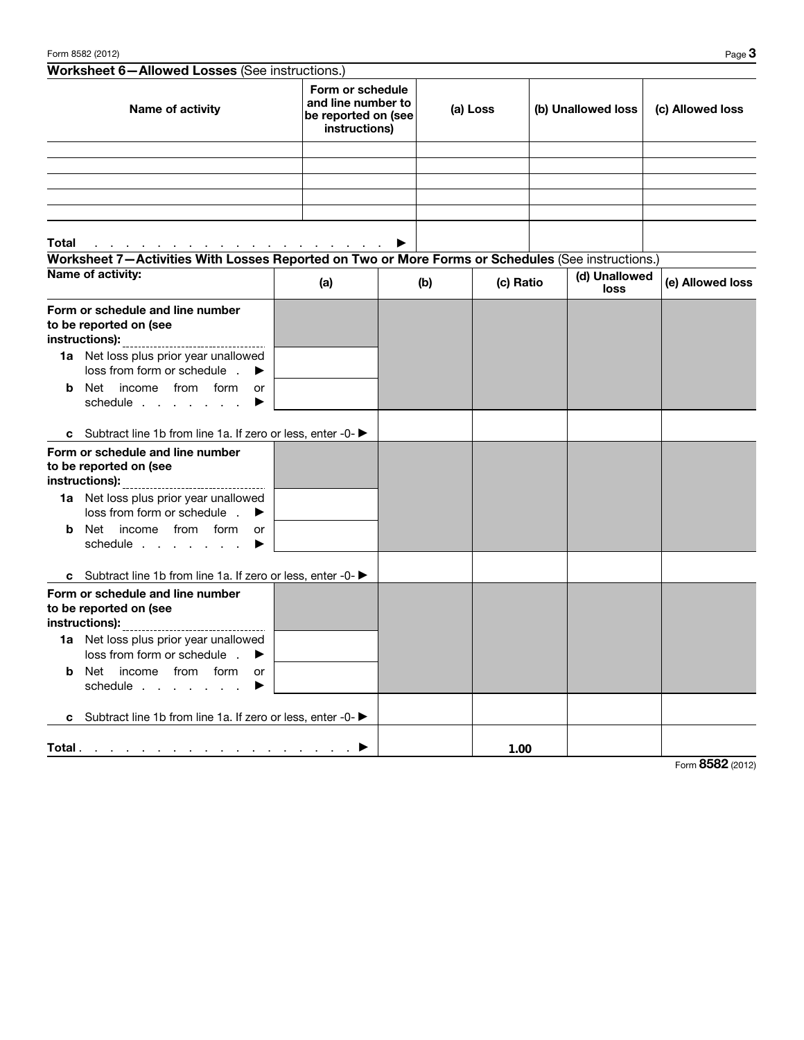## Worksheet 6—Allowed Losses (See instructions.)

| Name of activity | Form or schedule and line number to be reported on (see instructions) | (a) Loss | (b) Unallowed loss | (c) Allowed loss |
|---|---|---|---|---|
| | | | | |
| | | | | |
| | | | | |
| | | | | |
| | | | | |
| **Total** . . . . . . . . . . . . . . . . . . . . ▶ | | | | |

## Worksheet 7—Activities With Losses Reported on Two or More Forms or Schedules (See instructions.)

| Name of activity: | (a) | (b) | (c) Ratio | (d) Unallowed loss | (e) Allowed loss |
|---|---|---|---|---|---|
| **Form or schedule and line number to be reported on (see instructions):** | | | | | |
| **1a** Net loss plus prior year unallowed loss from form or schedule . ▶ | | | | | |
| **b** Net income from form or schedule . . . . . . . ▶ | | | | | |
| **c** Subtract line 1b from line 1a. If zero or less, enter -0- ▶ | | | | | |
| **Form or schedule and line number to be reported on (see instructions):** | | | | | |
| **1a** Net loss plus prior year unallowed loss from form or schedule . ▶ | | | | | |
| **b** Net income from form or schedule . . . . . . . ▶ | | | | | |
| **c** Subtract line 1b from line 1a. If zero or less, enter -0- ▶ | | | | | |
| **Form or schedule and line number to be reported on (see instructions):** | | | | | |
| **1a** Net loss plus prior year unallowed loss from form or schedule . ▶ | | | | | |
| **b** Net income from form or schedule . . . . . . . ▶ | | | | | |
| **c** Subtract line 1b from line 1a. If zero or less, enter -0- ▶ | | | | | |
| **Total** . . . . . . . . . . . . . . . . . . . ▶ | | | 1.00 | | |

Form **8582** (2012)